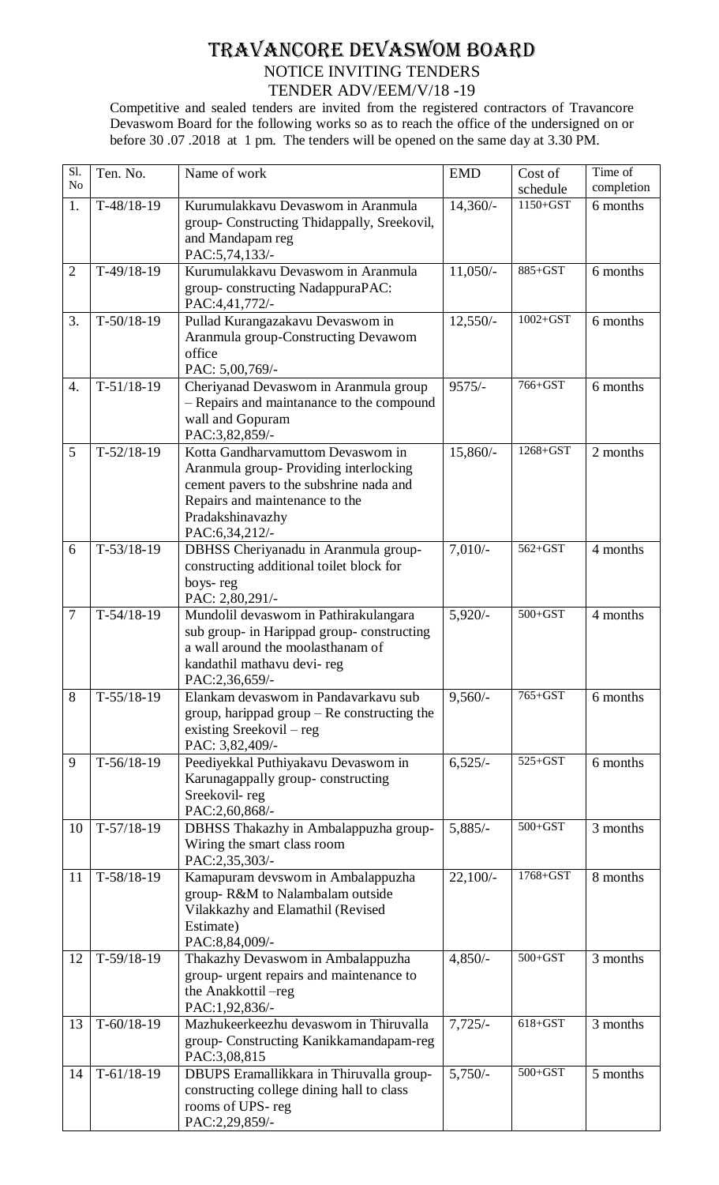# TRAVANCORE DEVASWOM BOARD

## NOTICE INVITING TENDERS

## TENDER ADV/EEM/V/18 -19

Competitive and sealed tenders are invited from the registered contractors of Travancore Devaswom Board for the following works so as to reach the office of the undersigned on or before 30 .07 .2018 at 1 pm. The tenders will be opened on the same day at 3.30 PM.

| Sl. No | Ten. No. | Name of work | EMD | Cost of schedule | Time of completion |
|---|---|---|---|---|---|
| 1. | T-48/18-19 | Kurumulakkavu Devaswom in Aranmula group- Constructing Thidappally, Sreekovil, and Mandapam reg PAC:5,74,133/- | 14,360/- | 1150+GST | 6 months |
| 2 | T-49/18-19 | Kurumulakkavu Devaswom in Aranmula group- constructing NadappuraPAC: PAC:4,41,772/- | 11,050/- | 885+GST | 6 months |
| 3. | T-50/18-19 | Pullad Kurangazakavu Devaswom in Aranmula group-Constructing Devawom office PAC: 5,00,769/- | 12,550/- | 1002+GST | 6 months |
| 4. | T-51/18-19 | Cheriyanad Devaswom in Aranmula group – Repairs and maintanance to the compound wall and Gopuram PAC:3,82,859/- | 9575/- | 766+GST | 6 months |
| 5 | T-52/18-19 | Kotta Gandharvamuttom Devaswom in Aranmula group- Providing interlocking cement pavers to the subshrine nada and Repairs and maintenance to the Pradakshinavazhy PAC:6,34,212/- | 15,860/- | 1268+GST | 2 months |
| 6 | T-53/18-19 | DBHSS Cheriyanadu in Aranmula group- constructing additional toilet block for boys- reg PAC: 2,80,291/- | 7,010/- | 562+GST | 4 months |
| 7 | T-54/18-19 | Mundolil devaswom in Pathirakulangara sub group- in Harippad group- constructing a wall around the moolasthanam of kandathil mathavu devi- reg PAC:2,36,659/- | 5,920/- | 500+GST | 4 months |
| 8 | T-55/18-19 | Elankam devaswom in Pandavarkavu sub group, harippad group – Re constructing the existing Sreekovil – reg PAC: 3,82,409/- | 9,560/- | 765+GST | 6 months |
| 9 | T-56/18-19 | Peediyekkal Puthiyakavu Devaswom in Karunagappally group- constructing Sreekovil- reg PAC:2,60,868/- | 6,525/- | 525+GST | 6 months |
| 10 | T-57/18-19 | DBHSS Thakazhy in Ambalappuzha group- Wiring the smart class room PAC:2,35,303/- | 5,885/- | 500+GST | 3 months |
| 11 | T-58/18-19 | Kamapuram devswom in Ambalappuzha group- R&M to Nalambalam outside Vilakkazhy and Elamathil (Revised Estimate) PAC:8,84,009/- | 22,100/- | 1768+GST | 8 months |
| 12 | T-59/18-19 | Thakazhy Devaswom in Ambalappuzha group- urgent repairs and maintenance to the Anakkottil –reg PAC:1,92,836/- | 4,850/- | 500+GST | 3 months |
| 13 | T-60/18-19 | Mazhukeerkeezhu devaswom in Thiruvalla group- Constructing Kanikkamandapam-reg PAC:3,08,815 | 7,725/- | 618+GST | 3 months |
| 14 | T-61/18-19 | DBUPS Eramallikkara in Thiruvalla group- constructing college dining hall to class rooms of UPS- reg PAC:2,29,859/- | 5,750/- | 500+GST | 5 months |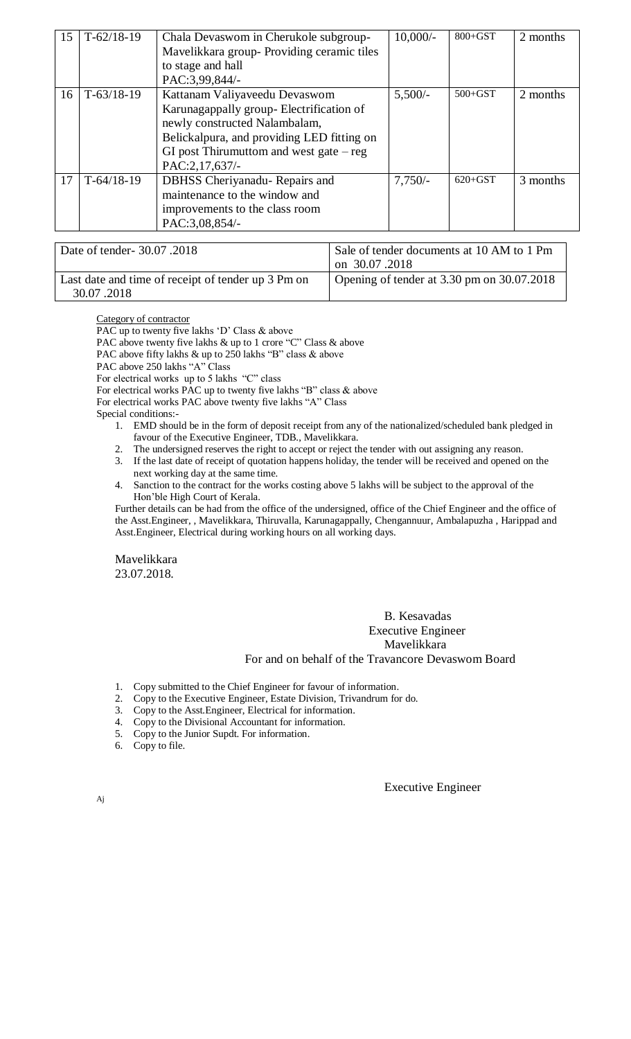| | | | | | |
|---|---|---|---|---|---|
| 15 | T-62/18-19 | Chala Devaswom in Cherukole subgroup- Mavelikkara group- Providing ceramic tiles to stage and hall PAC:3,99,844/- | 10,000/- | 800+GST | 2 months |
| 16 | T-63/18-19 | Kattanam Valiyaveedu Devaswom Karunagappally group- Electrification of newly constructed Nalambalam, Belickalpura, and providing LED fitting on GI post Thirumuttom and west gate – reg PAC:2,17,637/- | 5,500/- | 500+GST | 2 months |
| 17 | T-64/18-19 | DBHSS Cheriyanadu- Repairs and maintenance to the window and improvements to the class room PAC:3,08,854/- | 7,750/- | 620+GST | 3 months |

| | |
|---|---|
| Date of tender- 30.07 .2018 | Sale of tender documents at 10 AM to 1 Pm on 30.07 .2018 |
| Last date and time of receipt of tender up 3 Pm on 30.07 .2018 | Opening of tender at 3.30 pm on 30.07.2018 |

Category of contractor

PAC up to twenty five lakhs 'D' Class & above
PAC above twenty five lakhs & up to 1 crore "C" Class & above
PAC above fifty lakhs & up to 250 lakhs "B" class & above
PAC above 250 lakhs "A" Class
For electrical works up to 5 lakhs "C" class
For electrical works PAC up to twenty five lakhs "B" class & above
For electrical works PAC above twenty five lakhs "A" Class

Special conditions:-

1. EMD should be in the form of deposit receipt from any of the nationalized/scheduled bank pledged in favour of the Executive Engineer, TDB., Mavelikkara.
2. The undersigned reserves the right to accept or reject the tender with out assigning any reason.
3. If the last date of receipt of quotation happens holiday, the tender will be received and opened on the next working day at the same time.
4. Sanction to the contract for the works costing above 5 lakhs will be subject to the approval of the Hon'ble High Court of Kerala.

Further details can be had from the office of the undersigned, office of the Chief Engineer and the office of the Asst.Engineer, , Mavelikkara, Thiruvalla, Karunagappally, Chengannuur, Ambalapuzha , Harippad and Asst.Engineer, Electrical during working hours on all working days.

Mavelikkara
23.07.2018.

B. Kesavadas
Executive Engineer
Mavelikkara
For and on behalf of the Travancore Devaswom Board

1. Copy submitted to the Chief Engineer for favour of information.
2. Copy to the Executive Engineer, Estate Division, Trivandrum for do.
3. Copy to the Asst.Engineer, Electrical for information.
4. Copy to the Divisional Accountant for information.
5. Copy to the Junior Supdt. For information.
6. Copy to file.

Executive Engineer

Aj